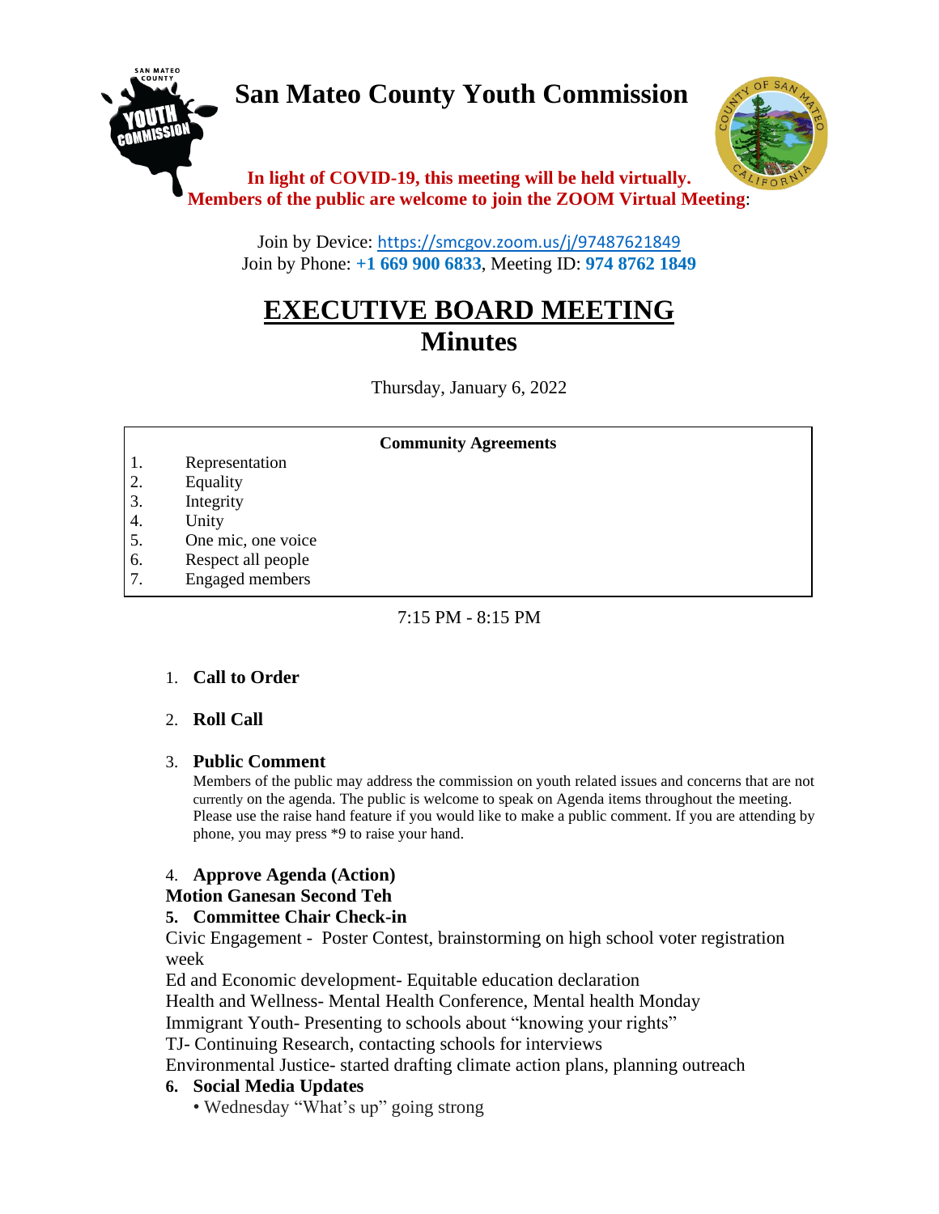# San Mateo County Youth Commission

**In light of COVID-19, this meeting will be held virtually.**
**Members of the public are welcome to join the ZOOM Virtual Meeting**:

Join by Device: https://smcgov.zoom.us/j/97487621849
Join by Phone: **+1 669 900 6833**, Meeting ID: **974 8762 1849**

## EXECUTIVE BOARD MEETING
## Minutes

Thursday, January 6, 2022

**Community Agreements**

1. Representation
2. Equality
3. Integrity
4. Unity
5. One mic, one voice
6. Respect all people
7. Engaged members

7:15 PM - 8:15 PM

1. **Call to Order**

2. **Roll Call**

3. **Public Comment**
   Members of the public may address the commission on youth related issues and concerns that are not currently on the agenda. The public is welcome to speak on Agenda items throughout the meeting. Please use the raise hand feature if you would like to make a public comment. If you are attending by phone, you may press *9 to raise your hand.

4. **Approve Agenda (Action)**

**Motion Ganesan Second Teh**

5. **Committee Chair Check-in**

Civic Engagement - Poster Contest, brainstorming on high school voter registration week
Ed and Economic development- Equitable education declaration
Health and Wellness- Mental Health Conference, Mental health Monday
Immigrant Youth- Presenting to schools about "knowing your rights"
TJ- Continuing Research, contacting schools for interviews
Environmental Justice- started drafting climate action plans, planning outreach

6. **Social Media Updates**
   - Wednesday "What's up" going strong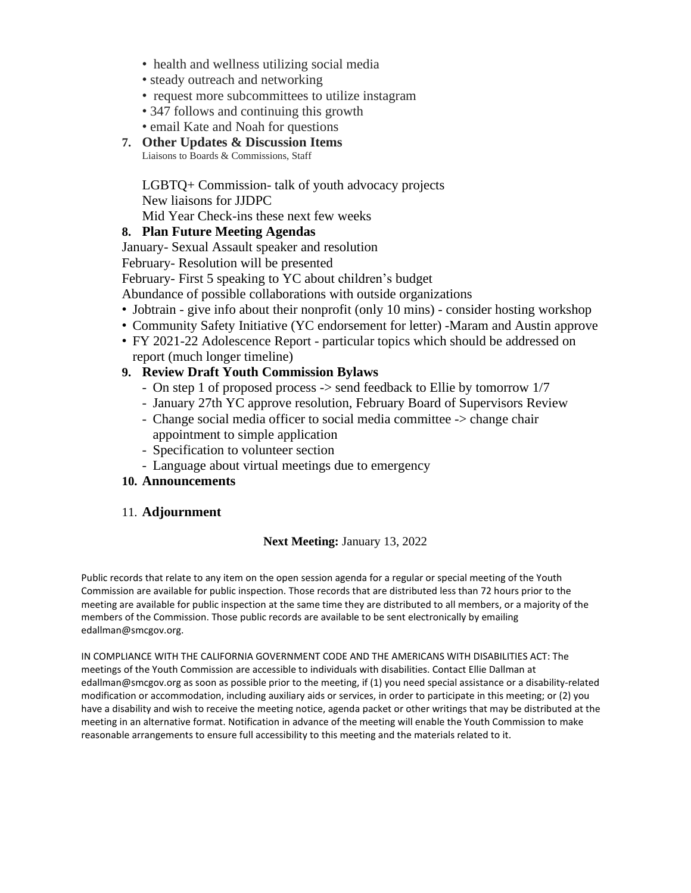- health and wellness utilizing social media
- steady outreach and networking
- request more subcommittees to utilize instagram
- 347 follows and continuing this growth
- email Kate and Noah for questions

**7. Other Updates & Discussion Items**

Liaisons to Boards & Commissions, Staff

LGBTQ+ Commission- talk of youth advocacy projects
New liaisons for JJDPC
Mid Year Check-ins these next few weeks

**8. Plan Future Meeting Agendas**

January- Sexual Assault speaker and resolution
February- Resolution will be presented
February- First 5 speaking to YC about children's budget
Abundance of possible collaborations with outside organizations

- Jobtrain - give info about their nonprofit (only 10 mins) - consider hosting workshop
- Community Safety Initiative (YC endorsement for letter) -Maram and Austin approve
- FY 2021-22 Adolescence Report - particular topics which should be addressed on report (much longer timeline)

**9. Review Draft Youth Commission Bylaws**

- On step 1 of proposed process -> send feedback to Ellie by tomorrow 1/7
- January 27th YC approve resolution, February Board of Supervisors Review
- Change social media officer to social media committee -> change chair appointment to simple application
- Specification to volunteer section
- Language about virtual meetings due to emergency

**10. Announcements**

11. **Adjournment**

**Next Meeting:** January 13, 2022

Public records that relate to any item on the open session agenda for a regular or special meeting of the Youth Commission are available for public inspection. Those records that are distributed less than 72 hours prior to the meeting are available for public inspection at the same time they are distributed to all members, or a majority of the members of the Commission. Those public records are available to be sent electronically by emailing edallman@smcgov.org.

IN COMPLIANCE WITH THE CALIFORNIA GOVERNMENT CODE AND THE AMERICANS WITH DISABILITIES ACT: The meetings of the Youth Commission are accessible to individuals with disabilities. Contact Ellie Dallman at edallman@smcgov.org as soon as possible prior to the meeting, if (1) you need special assistance or a disability-related modification or accommodation, including auxiliary aids or services, in order to participate in this meeting; or (2) you have a disability and wish to receive the meeting notice, agenda packet or other writings that may be distributed at the meeting in an alternative format. Notification in advance of the meeting will enable the Youth Commission to make reasonable arrangements to ensure full accessibility to this meeting and the materials related to it.